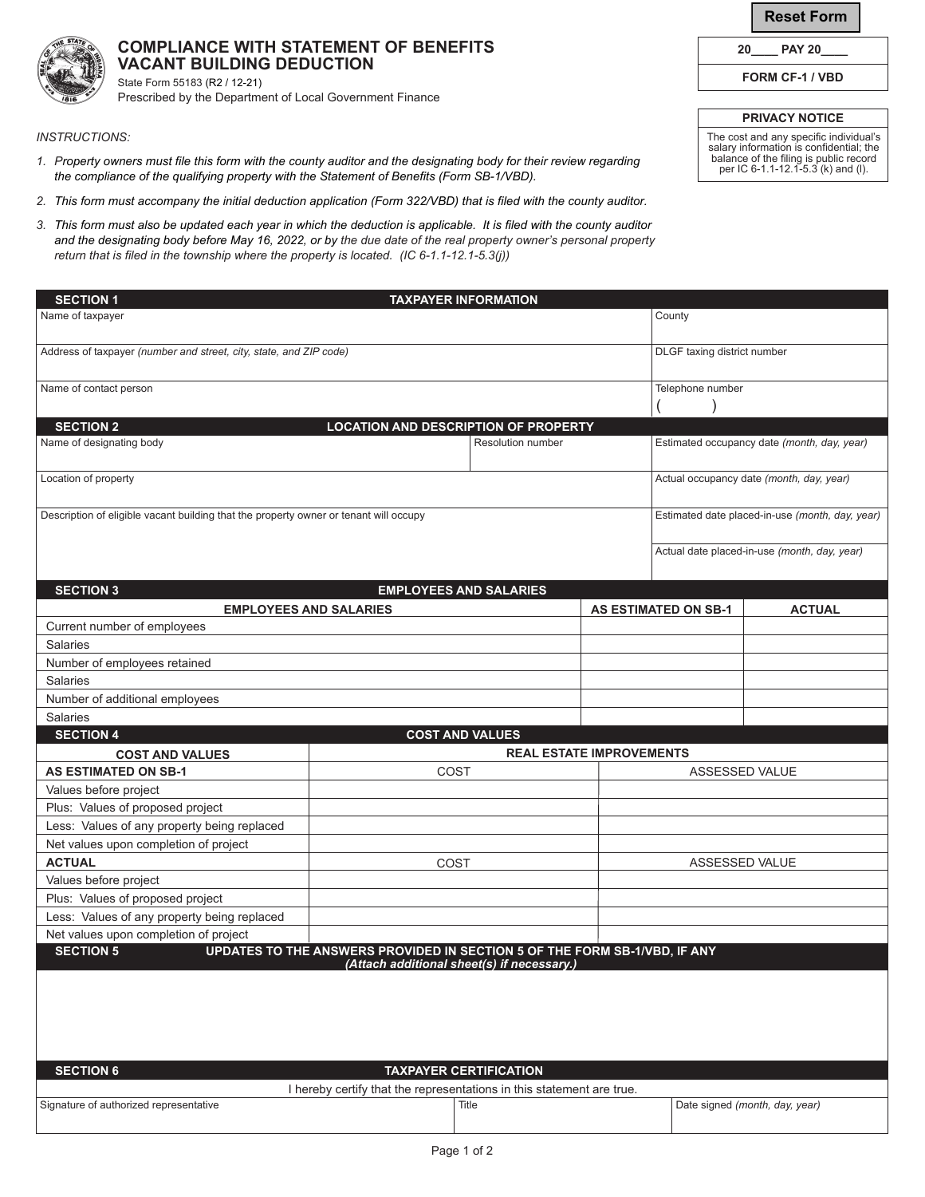# COMPLIANCE WITH STATEMENT OF BENEFITS VACANT BUILDING DEDUCTION

State Form 55183 (R2 / 12-21)
Prescribed by the Department of Local Government Finance

20____ PAY 20____

**FORM CF-1 / VBD**

**PRIVACY NOTICE**

The cost and any specific individual's salary information is confidential; the balance of the filing is public record per IC 6-1.1-12.1-5.3 (k) and (l).

*INSTRUCTIONS:*

1. *Property owners must file this form with the county auditor and the designating body for their review regarding the compliance of the qualifying property with the Statement of Benefits (Form SB-1/VBD).*
2. *This form must accompany the initial deduction application (Form 322/VBD) that is filed with the county auditor.*
3. *This form must also be updated each year in which the deduction is applicable. It is filed with the county auditor and the designating body before May 16, 2022, or by the due date of the real property owner's personal property return that is filed in the township where the property is located. (IC 6-1.1-12.1-5.3(j))*

## SECTION 1 — TAXPAYER INFORMATION

| | |
|---|---|
| Name of taxpayer | County |
| Address of taxpayer *(number and street, city, state, and ZIP code)* | DLGF taxing district number |
| Name of contact person | Telephone number ( ) |

## SECTION 2 — LOCATION AND DESCRIPTION OF PROPERTY

| | | |
|---|---|---|
| Name of designating body | Resolution number | Estimated occupancy date *(month, day, year)* |
| Location of property | | Actual occupancy date *(month, day, year)* |
| Description of eligible vacant building that the property owner or tenant will occupy | | Estimated date placed-in-use *(month, day, year)* |
| | | Actual date placed-in-use *(month, day, year)* |

## SECTION 3 — EMPLOYEES AND SALARIES

| EMPLOYEES AND SALARIES | AS ESTIMATED ON SB-1 | ACTUAL |
|---|---|---|
| Current number of employees | | |
| Salaries | | |
| Number of employees retained | | |
| Salaries | | |
| Number of additional employees | | |
| Salaries | | |

## SECTION 4 — COST AND VALUES

| COST AND VALUES | REAL ESTATE IMPROVEMENTS | |
|---|---|---|
| **AS ESTIMATED ON SB-1** | COST | ASSESSED VALUE |
| Values before project | | |
| Plus: Values of proposed project | | |
| Less: Values of any property being replaced | | |
| Net values upon completion of project | | |
| **ACTUAL** | COST | ASSESSED VALUE |
| Values before project | | |
| Plus: Values of proposed project | | |
| Less: Values of any property being replaced | | |
| Net values upon completion of project | | |

## SECTION 5 — UPDATES TO THE ANSWERS PROVIDED IN SECTION 5 OF THE FORM SB-1/VBD, IF ANY

*(Attach additional sheet(s) if necessary.)*

## SECTION 6 — TAXPAYER CERTIFICATION

I hereby certify that the representations in this statement are true.

| Signature of authorized representative | Title | Date signed *(month, day, year)* |
|---|---|---|
| | | |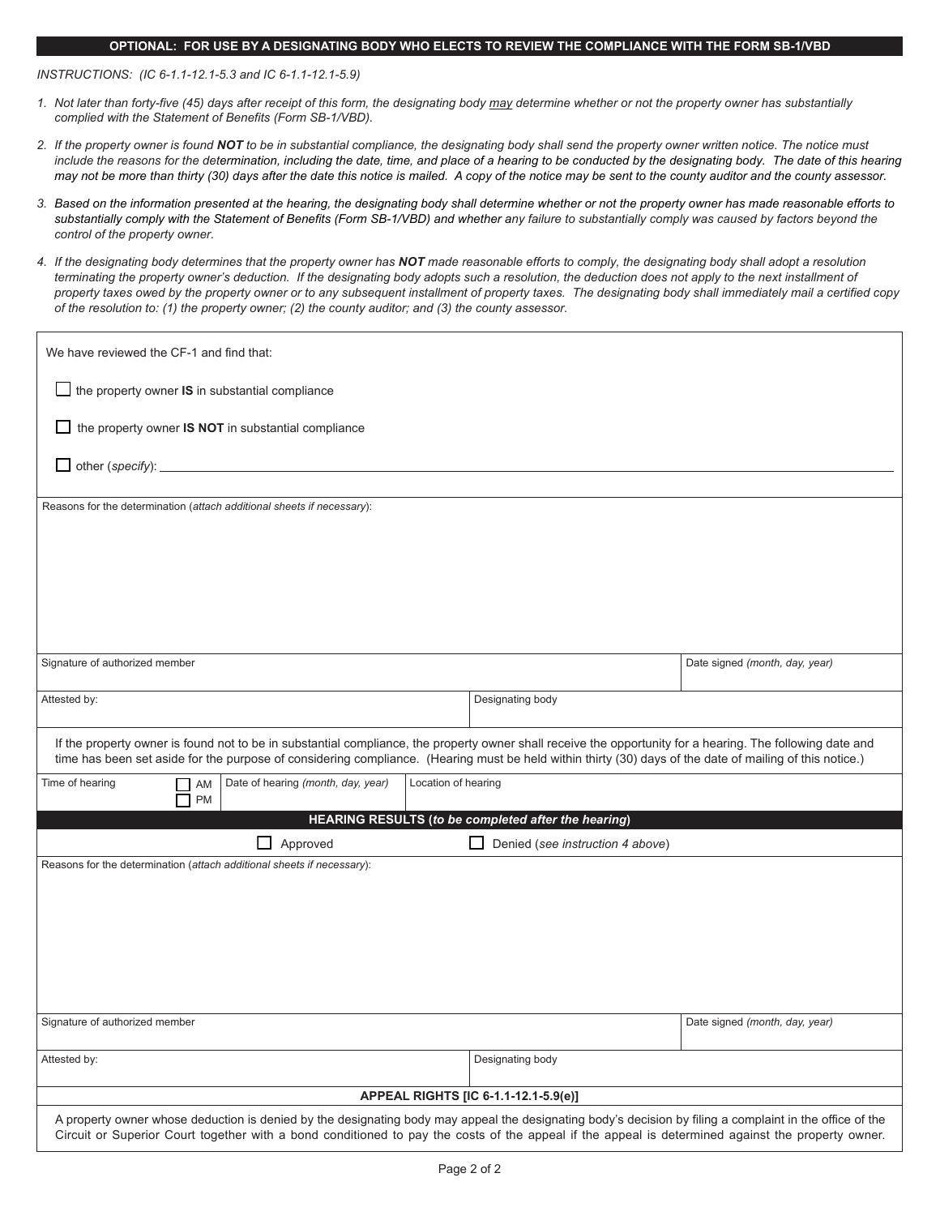## OPTIONAL: FOR USE BY A DESIGNATING BODY WHO ELECTS TO REVIEW THE COMPLIANCE WITH THE FORM SB-1/VBD

*INSTRUCTIONS: (IC 6-1.1-12.1-5.3 and IC 6-1.1-12.1-5.9)*

1. *Not later than forty-five (45) days after receipt of this form, the designating body may determine whether or not the property owner has substantially complied with the Statement of Benefits (Form SB-1/VBD).*
2. *If the property owner is found **NOT** to be in substantial compliance, the designating body shall send the property owner written notice. The notice must include the reasons for the determination, including the date, time, and place of a hearing to be conducted by the designating body. The date of this hearing may not be more than thirty (30) days after the date this notice is mailed. A copy of the notice may be sent to the county auditor and the county assessor.*
3. *Based on the information presented at the hearing, the designating body shall determine whether or not the property owner has made reasonable efforts to substantially comply with the Statement of Benefits (Form SB-1/VBD) and whether any failure to substantially comply was caused by factors beyond the control of the property owner.*
4. *If the designating body determines that the property owner has **NOT** made reasonable efforts to comply, the designating body shall adopt a resolution terminating the property owner's deduction. If the designating body adopts such a resolution, the deduction does not apply to the next installment of property taxes owed by the property owner or to any subsequent installment of property taxes. The designating body shall immediately mail a certified copy of the resolution to: (1) the property owner; (2) the county auditor; and (3) the county assessor.*

We have reviewed the CF-1 and find that:

☐ the property owner **IS** in substantial compliance

☐ the property owner **IS NOT** in substantial compliance

☐ other (*specify*): ______________________________

Reasons for the determination (*attach additional sheets if necessary*):

| | |
|---|---|
| Signature of authorized member | Date signed *(month, day, year)* |
| Attested by: | Designating body |

If the property owner is found not to be in substantial compliance, the property owner shall receive the opportunity for a hearing. The following date and time has been set aside for the purpose of considering compliance. (Hearing must be held within thirty (30) days of the date of mailing of this notice.)

| | | |
|---|---|---|
| Time of hearing ☐ AM ☐ PM | Date of hearing *(month, day, year)* | Location of hearing |

### HEARING RESULTS (*to be completed after the hearing*)

☐ Approved ☐ Denied (*see instruction 4 above*)

Reasons for the determination (*attach additional sheets if necessary*):

| | |
|---|---|
| Signature of authorized member | Date signed *(month, day, year)* |
| Attested by: | Designating body |

### APPEAL RIGHTS [IC 6-1.1-12.1-5.9(e)]

A property owner whose deduction is denied by the designating body may appeal the designating body's decision by filing a complaint in the office of the Circuit or Superior Court together with a bond conditioned to pay the costs of the appeal if the appeal is determined against the property owner.